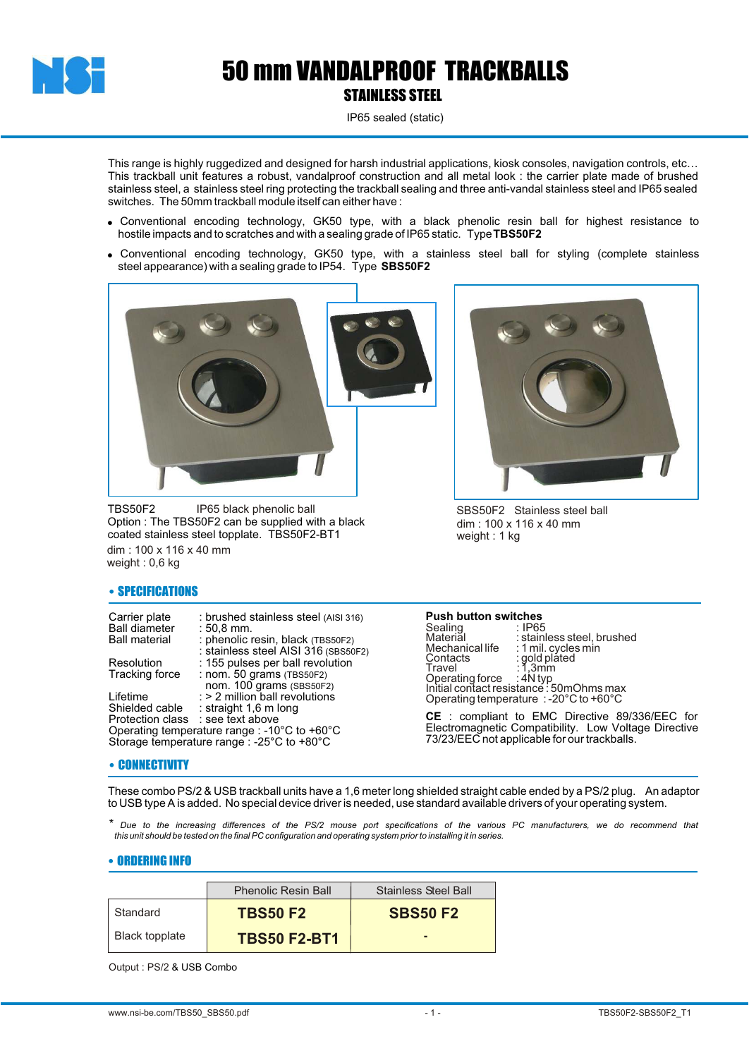# 50 mm VANDALPROOF TRACKBALLS

## STAINLESS STEEL

IP65 sealed (static)

This range is highly ruggedized and designed for harsh industrial applications, kiosk consoles, navigation controls, etc… This trackball unit features a robust, vandalproof construction and all metal look : the carrier plate made of brushed stainless steel, a stainless steel ring protecting the trackball sealing and three anti-vandal stainless steel and IP65 sealed switches. The 50mm trackball module itself can either have :

- Conventional encoding technology, GK50 type, with a black phenolic resin ball for highest resistance to hostile impacts and to scratches and with a sealing grade of IP65 static. Type **TBS50F2**
- Conventional encoding technology, GK50 type, with a stainless steel ball for styling (complete stainless steel appearance) with a sealing grade to IP54. Type **SBS50F2**

TBS50F2 IP65 black phenolic ball
Option : The TBS50F2 can be supplied with a black coated stainless steel topplate. TBS50F2-BT1
dim : 100 x 116 x 40 mm
weight : 0,6 kg

SBS50F2 Stainless steel ball
dim : 100 x 116 x 40 mm
weight : 1 kg

## • SPECIFICATIONS

Carrier plate : brushed stainless steel (AISI 316)
Ball diameter : 50,8 mm.
Ball material : phenolic resin, black (TBS50F2)
: stainless steel AISI 316 (SBS50F2)
Resolution : 155 pulses per ball revolution
Tracking force : nom. 50 grams (TBS50F2)
nom. 100 grams (SBS50F2)
Lifetime : > 2 million ball revolutions
Shielded cable : straight 1,6 m long
Protection class : see text above
Operating temperature range : -10°C to +60°C
Storage temperature range : -25°C to +80°C

**Push button switches**
Sealing : IP65
Material : stainless steel, brushed
Mechanical life : 1 mil. cycles min
Contacts : gold plated
Travel : 1,3mm
Operating force : 4N typ
Initial contact resistance : 50mOhms max
Operating temperature : -20°C to +60°C

**CE** : compliant to EMC Directive 89/336/EEC for Electromagnetic Compatibility. Low Voltage Directive 73/23/EEC not applicable for our trackballs.

## • CONNECTIVITY

These combo PS/2 & USB trackball units have a 1,6 meter long shielded straight cable ended by a PS/2 plug. An adaptor to USB type A is added. No special device driver is needed, use standard available drivers of your operating system.

* *Due to the increasing differences of the PS/2 mouse port specifications of the various PC manufacturers, we do recommend that this unit should be tested on the final PC configuration and operating system prior to installing it in series.*

## • ORDERING INFO

| | Phenolic Resin Ball | Stainless Steel Ball |
|---|---|---|
| Standard | **TBS50 F2** | **SBS50 F2** |
| Black topplate | **TBS50 F2-BT1** | - |

Output : PS/2 & USB Combo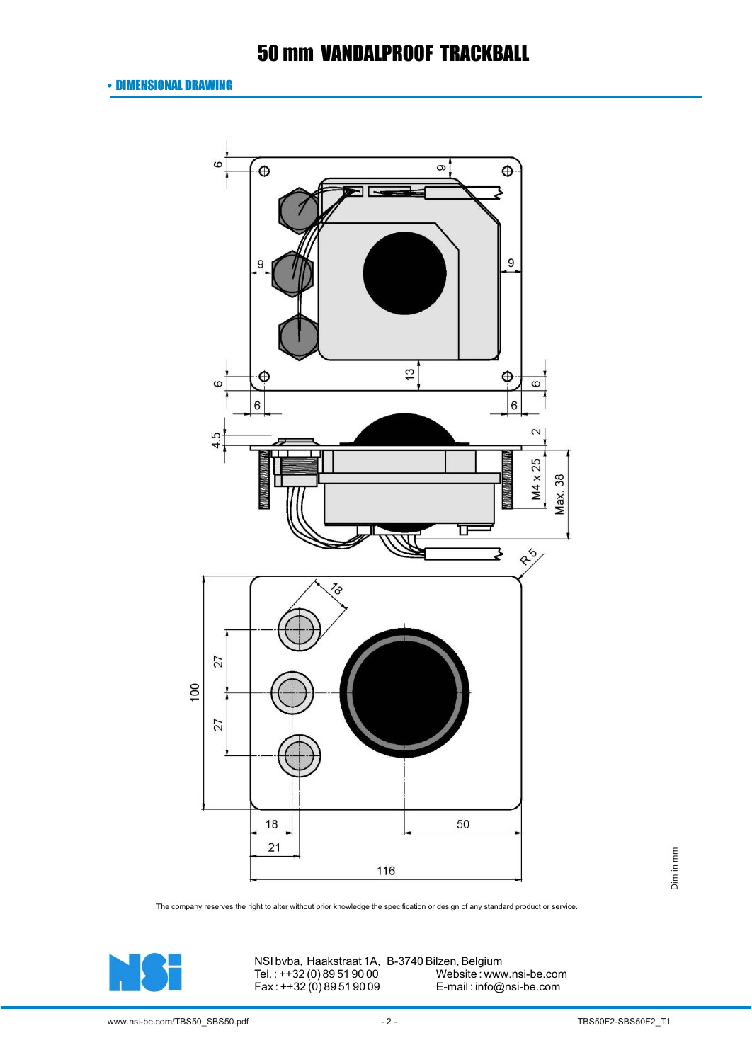# 50 mm VANDALPROOF TRACKBALL

## • DIMENSIONAL DRAWING

6
6
9
9
6
13
6
6
6
4.5
2
M4 x 25
Max. 38
R 5
18
100
27
27
18
50
21
116

Dim in mm

The company reserves the right to alter without prior knowledge the specification or design of any standard product or service.

NSI bvba, Haakstraat 1A, B-3740 Bilzen, Belgium
Tel. : ++32 (0) 89 51 90 00
Fax : ++32 (0) 89 51 90 09
Website : www.nsi-be.com
E-mail : info@nsi-be.com

www.nsi-be.com/TBS50_SBS50.pdf

TBS50F2-SBS50F2_T1